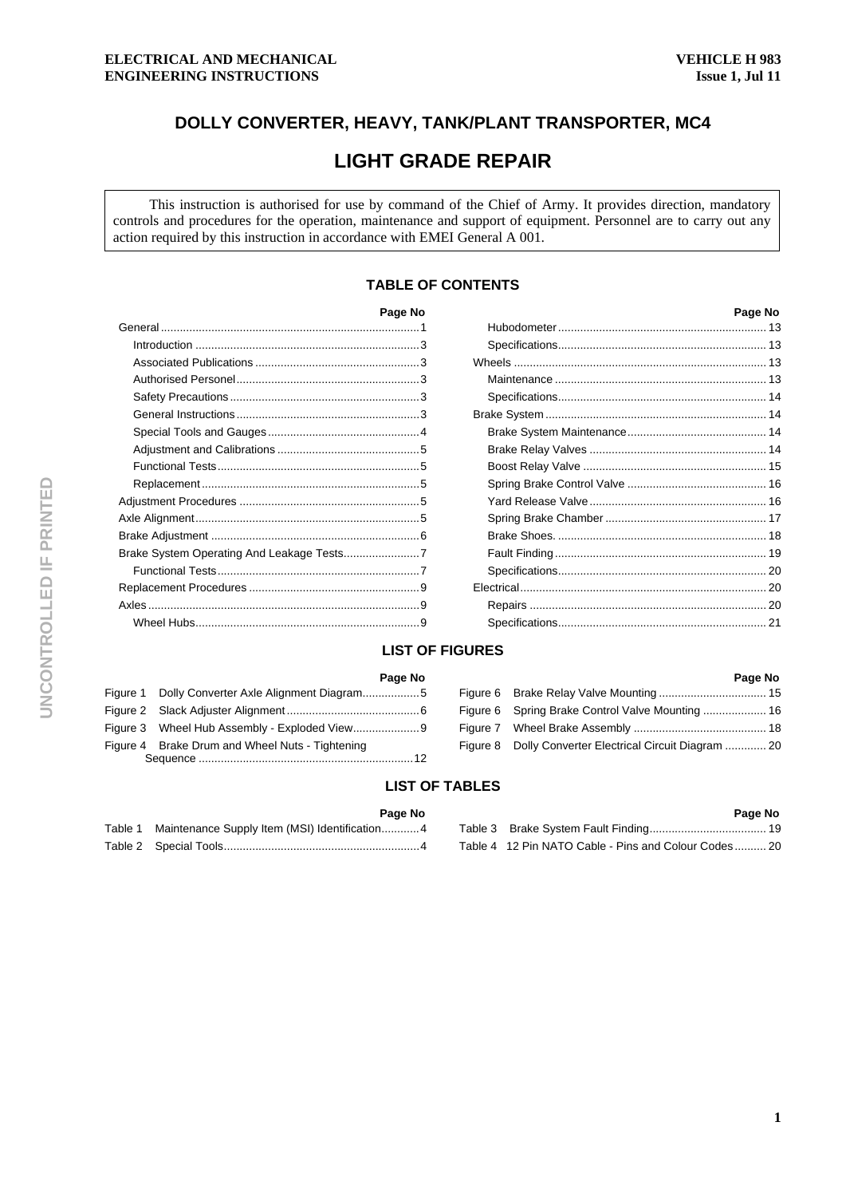ELECTRICAL AND MECHANICAL ENGINEERING INSTRUCTIONS

VEHICLE H 983
Issue 1, Jul 11

# DOLLY CONVERTER, HEAVY, TANK/PLANT TRANSPORTER, MC4

# LIGHT GRADE REPAIR

This instruction is authorised for use by command of the Chief of Army. It provides direction, mandatory controls and procedures for the operation, maintenance and support of equipment. Personnel are to carry out any action required by this instruction in accordance with EMEI General A 001.

## TABLE OF CONTENTS

| | Page No |
|---|---|
| General | 1 |
| Introduction | 3 |
| Associated Publications | 3 |
| Authorised Personel | 3 |
| Safety Precautions | 3 |
| General Instructions | 3 |
| Special Tools and Gauges | 4 |
| Adjustment and Calibrations | 5 |
| Functional Tests | 5 |
| Replacement | 5 |
| Adjustment Procedures | 5 |
| Axle Alignment | 5 |
| Brake Adjustment | 6 |
| Brake System Operating And Leakage Tests | 7 |
| Functional Tests | 7 |
| Replacement Procedures | 9 |
| Axles | 9 |
| Wheel Hubs | 9 |
| Hubodometer | 13 |
| Specifications | 13 |
| Wheels | 13 |
| Maintenance | 13 |
| Specifications | 14 |
| Brake System | 14 |
| Brake System Maintenance | 14 |
| Brake Relay Valves | 14 |
| Boost Relay Valve | 15 |
| Spring Brake Control Valve | 16 |
| Yard Release Valve | 16 |
| Spring Brake Chamber | 17 |
| Brake Shoes. | 18 |
| Fault Finding | 19 |
| Specifications | 20 |
| Electrical | 20 |
| Repairs | 20 |
| Specifications | 21 |

## LIST OF FIGURES

| | Page No |
|---|---|
| Figure 1 Dolly Converter Axle Alignment Diagram | 5 |
| Figure 2 Slack Adjuster Alignment | 6 |
| Figure 3 Wheel Hub Assembly - Exploded View | 9 |
| Figure 4 Brake Drum and Wheel Nuts - Tightening Sequence | 12 |
| Figure 6 Brake Relay Valve Mounting | 15 |
| Figure 6 Spring Brake Control Valve Mounting | 16 |
| Figure 7 Wheel Brake Assembly | 18 |
| Figure 8 Dolly Converter Electrical Circuit Diagram | 20 |

## LIST OF TABLES

| | Page No |
|---|---|
| Table 1 Maintenance Supply Item (MSI) Identification | 4 |
| Table 2 Special Tools | 4 |
| Table 3 Brake System Fault Finding | 19 |
| Table 4 12 Pin NATO Cable - Pins and Colour Codes | 20 |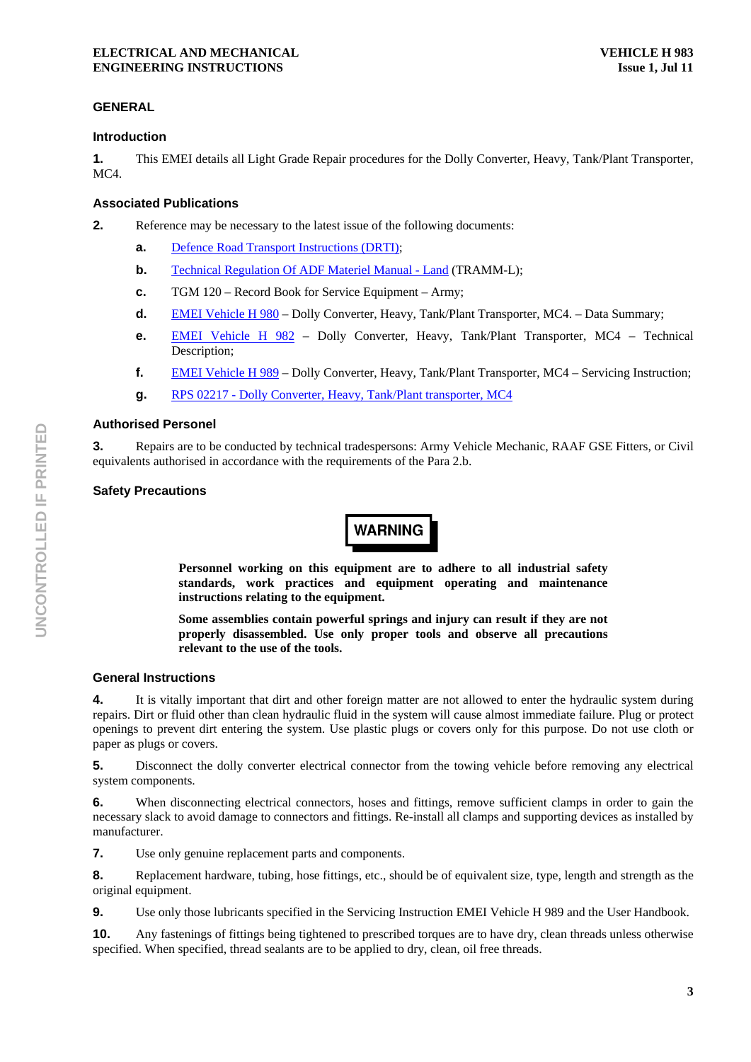## GENERAL

### Introduction

**1.** This EMEI details all Light Grade Repair procedures for the Dolly Converter, Heavy, Tank/Plant Transporter, MC4.

### Associated Publications

**2.** Reference may be necessary to the latest issue of the following documents:

- **a.** Defence Road Transport Instructions (DRTI);
- **b.** Technical Regulation Of ADF Materiel Manual - Land (TRAMM-L);
- **c.** TGM 120 – Record Book for Service Equipment – Army;
- **d.** EMEI Vehicle H 980 – Dolly Converter, Heavy, Tank/Plant Transporter, MC4. – Data Summary;
- **e.** EMEI Vehicle H 982 – Dolly Converter, Heavy, Tank/Plant Transporter, MC4 – Technical Description;
- **f.** EMEI Vehicle H 989 – Dolly Converter, Heavy, Tank/Plant Transporter, MC4 – Servicing Instruction;
- **g.** RPS 02217 - Dolly Converter, Heavy, Tank/Plant transporter, MC4

### Authorised Personel

**3.** Repairs are to be conducted by technical tradespersons: Army Vehicle Mechanic, RAAF GSE Fitters, or Civil equivalents authorised in accordance with the requirements of the Para 2.b.

### Safety Precautions

**WARNING**

**Personnel working on this equipment are to adhere to all industrial safety standards, work practices and equipment operating and maintenance instructions relating to the equipment.**

**Some assemblies contain powerful springs and injury can result if they are not properly disassembled. Use only proper tools and observe all precautions relevant to the use of the tools.**

### General Instructions

**4.** It is vitally important that dirt and other foreign matter are not allowed to enter the hydraulic system during repairs. Dirt or fluid other than clean hydraulic fluid in the system will cause almost immediate failure. Plug or protect openings to prevent dirt entering the system. Use plastic plugs or covers only for this purpose. Do not use cloth or paper as plugs or covers.

**5.** Disconnect the dolly converter electrical connector from the towing vehicle before removing any electrical system components.

**6.** When disconnecting electrical connectors, hoses and fittings, remove sufficient clamps in order to gain the necessary slack to avoid damage to connectors and fittings. Re-install all clamps and supporting devices as installed by manufacturer.

**7.** Use only genuine replacement parts and components.

**8.** Replacement hardware, tubing, hose fittings, etc., should be of equivalent size, type, length and strength as the original equipment.

**9.** Use only those lubricants specified in the Servicing Instruction EMEI Vehicle H 989 and the User Handbook.

**10.** Any fastenings of fittings being tightened to prescribed torques are to have dry, clean threads unless otherwise specified. When specified, thread sealants are to be applied to dry, clean, oil free threads.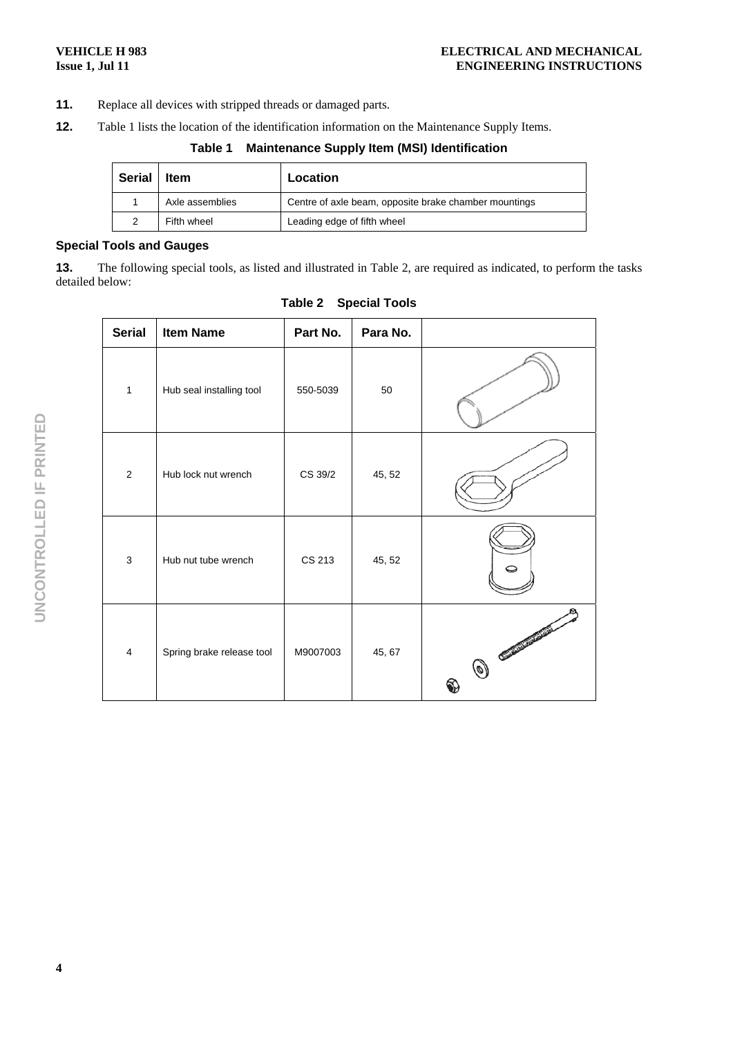**11.** Replace all devices with stripped threads or damaged parts.

**12.** Table 1 lists the location of the identification information on the Maintenance Supply Items.

**Table 1 Maintenance Supply Item (MSI) Identification**

| Serial | Item | Location |
|---|---|---|
| 1 | Axle assemblies | Centre of axle beam, opposite brake chamber mountings |
| 2 | Fifth wheel | Leading edge of fifth wheel |

### Special Tools and Gauges

**13.** The following special tools, as listed and illustrated in Table 2, are required as indicated, to perform the tasks detailed below:

**Table 2 Special Tools**

| Serial | Item Name | Part No. | Para No. | |
|---|---|---|---|---|
| 1 | Hub seal installing tool | 550-5039 | 50 | |
| 2 | Hub lock nut wrench | CS 39/2 | 45, 52 | |
| 3 | Hub nut tube wrench | CS 213 | 45, 52 | |
| 4 | Spring brake release tool | M9007003 | 45, 67 | |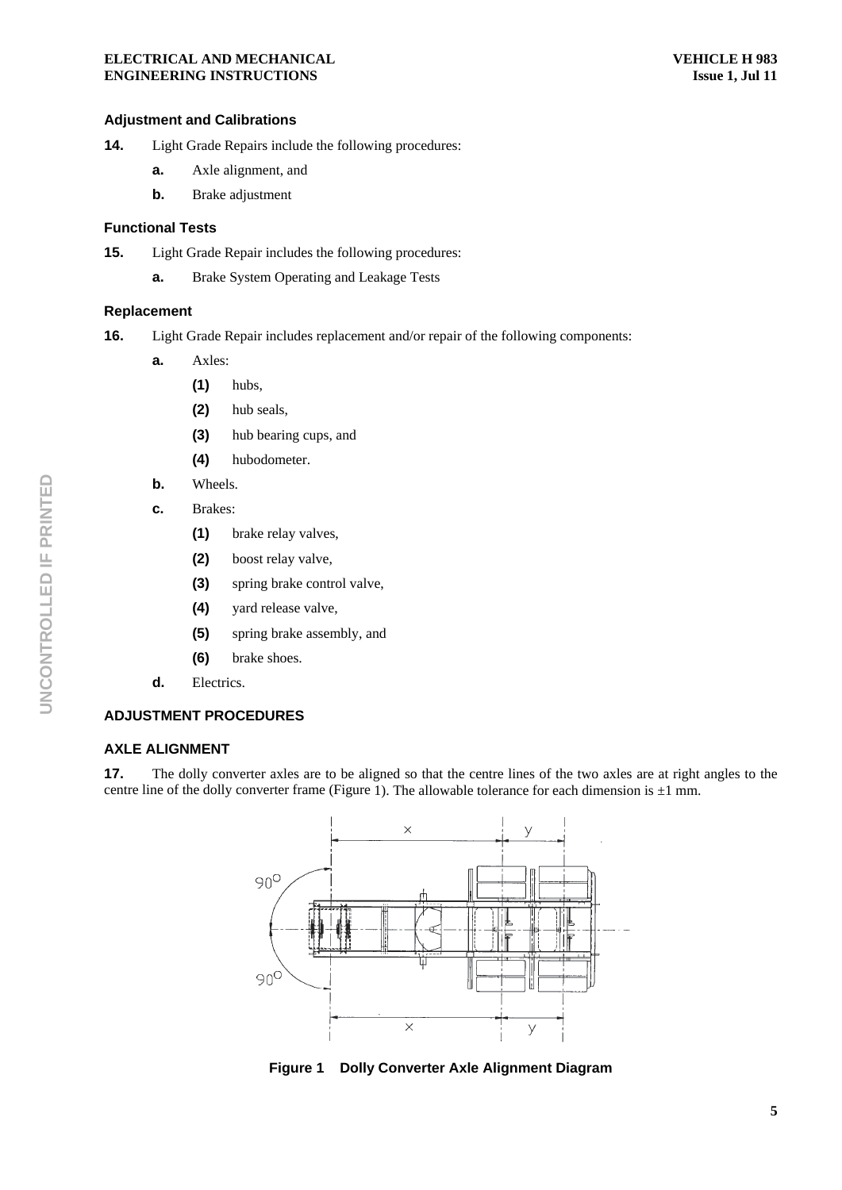### Adjustment and Calibrations

**14.** Light Grade Repairs include the following procedures:

- **a.** Axle alignment, and
- **b.** Brake adjustment

### Functional Tests

**15.** Light Grade Repair includes the following procedures:

- **a.** Brake System Operating and Leakage Tests

### Replacement

**16.** Light Grade Repair includes replacement and/or repair of the following components:

- **a.** Axles:
  - **(1)** hubs,
  - **(2)** hub seals,
  - **(3)** hub bearing cups, and
  - **(4)** hubodometer.
- **b.** Wheels.
- **c.** Brakes:
  - **(1)** brake relay valves,
  - **(2)** boost relay valve,
  - **(3)** spring brake control valve,
  - **(4)** yard release valve,
  - **(5)** spring brake assembly, and
  - **(6)** brake shoes.
- **d.** Electrics.

## ADJUSTMENT PROCEDURES

### AXLE ALIGNMENT

**17.** The dolly converter axles are to be aligned so that the centre lines of the two axles are at right angles to the centre line of the dolly converter frame (Figure 1). The allowable tolerance for each dimension is ±1 mm.

**Figure 1 Dolly Converter Axle Alignment Diagram**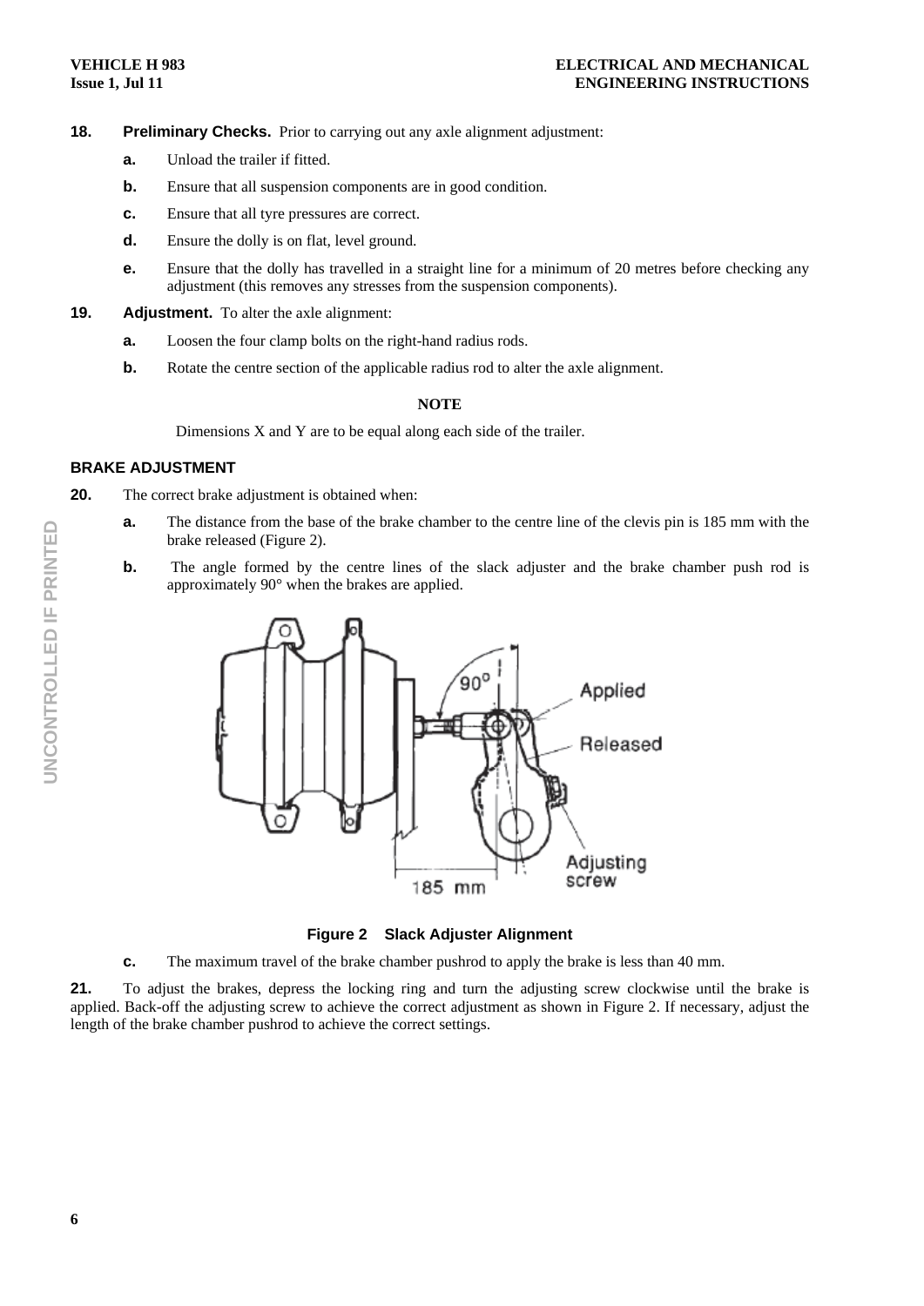**18. Preliminary Checks.** Prior to carrying out any axle alignment adjustment:

- **a.** Unload the trailer if fitted.
- **b.** Ensure that all suspension components are in good condition.
- **c.** Ensure that all tyre pressures are correct.
- **d.** Ensure the dolly is on flat, level ground.
- **e.** Ensure that the dolly has travelled in a straight line for a minimum of 20 metres before checking any adjustment (this removes any stresses from the suspension components).

**19. Adjustment.** To alter the axle alignment:

- **a.** Loosen the four clamp bolts on the right-hand radius rods.
- **b.** Rotate the centre section of the applicable radius rod to alter the axle alignment.

**NOTE**

Dimensions X and Y are to be equal along each side of the trailer.

## BRAKE ADJUSTMENT

**20.** The correct brake adjustment is obtained when:

- **a.** The distance from the base of the brake chamber to the centre line of the clevis pin is 185 mm with the brake released (Figure 2).
- **b.** The angle formed by the centre lines of the slack adjuster and the brake chamber push rod is approximately 90° when the brakes are applied.

**Figure 2 Slack Adjuster Alignment**

- **c.** The maximum travel of the brake chamber pushrod to apply the brake is less than 40 mm.

**21.** To adjust the brakes, depress the locking ring and turn the adjusting screw clockwise until the brake is applied. Back-off the adjusting screw to achieve the correct adjustment as shown in Figure 2. If necessary, adjust the length of the brake chamber pushrod to achieve the correct settings.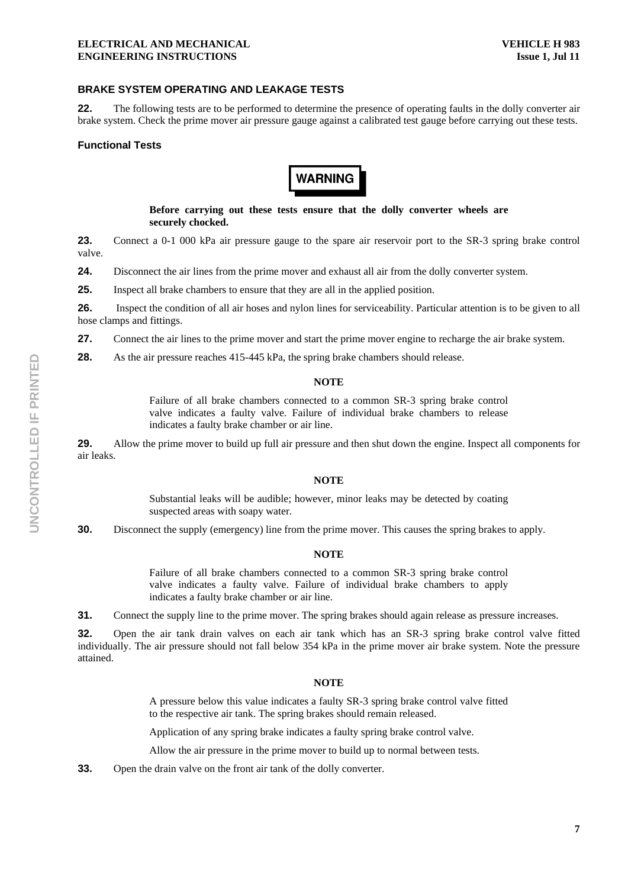## BRAKE SYSTEM OPERATING AND LEAKAGE TESTS

**22.** The following tests are to be performed to determine the presence of operating faults in the dolly converter air brake system. Check the prime mover air pressure gauge against a calibrated test gauge before carrying out these tests.

### Functional Tests

**WARNING**

**Before carrying out these tests ensure that the dolly converter wheels are securely chocked.**

**23.** Connect a 0-1 000 kPa air pressure gauge to the spare air reservoir port to the SR-3 spring brake control valve.

**24.** Disconnect the air lines from the prime mover and exhaust all air from the dolly converter system.

**25.** Inspect all brake chambers to ensure that they are all in the applied position.

**26.** Inspect the condition of all air hoses and nylon lines for serviceability. Particular attention is to be given to all hose clamps and fittings.

**27.** Connect the air lines to the prime mover and start the prime mover engine to recharge the air brake system.

**28.** As the air pressure reaches 415-445 kPa, the spring brake chambers should release.

**NOTE**

Failure of all brake chambers connected to a common SR-3 spring brake control valve indicates a faulty valve. Failure of individual brake chambers to release indicates a faulty brake chamber or air line.

**29.** Allow the prime mover to build up full air pressure and then shut down the engine. Inspect all components for air leaks.

**NOTE**

Substantial leaks will be audible; however, minor leaks may be detected by coating suspected areas with soapy water.

**30.** Disconnect the supply (emergency) line from the prime mover. This causes the spring brakes to apply.

**NOTE**

Failure of all brake chambers connected to a common SR-3 spring brake control valve indicates a faulty valve. Failure of individual brake chambers to apply indicates a faulty brake chamber or air line.

**31.** Connect the supply line to the prime mover. The spring brakes should again release as pressure increases.

**32.** Open the air tank drain valves on each air tank which has an SR-3 spring brake control valve fitted individually. The air pressure should not fall below 354 kPa in the prime mover air brake system. Note the pressure attained.

**NOTE**

A pressure below this value indicates a faulty SR-3 spring brake control valve fitted to the respective air tank. The spring brakes should remain released.

Application of any spring brake indicates a faulty spring brake control valve.

Allow the air pressure in the prime mover to build up to normal between tests.

**33.** Open the drain valve on the front air tank of the dolly converter.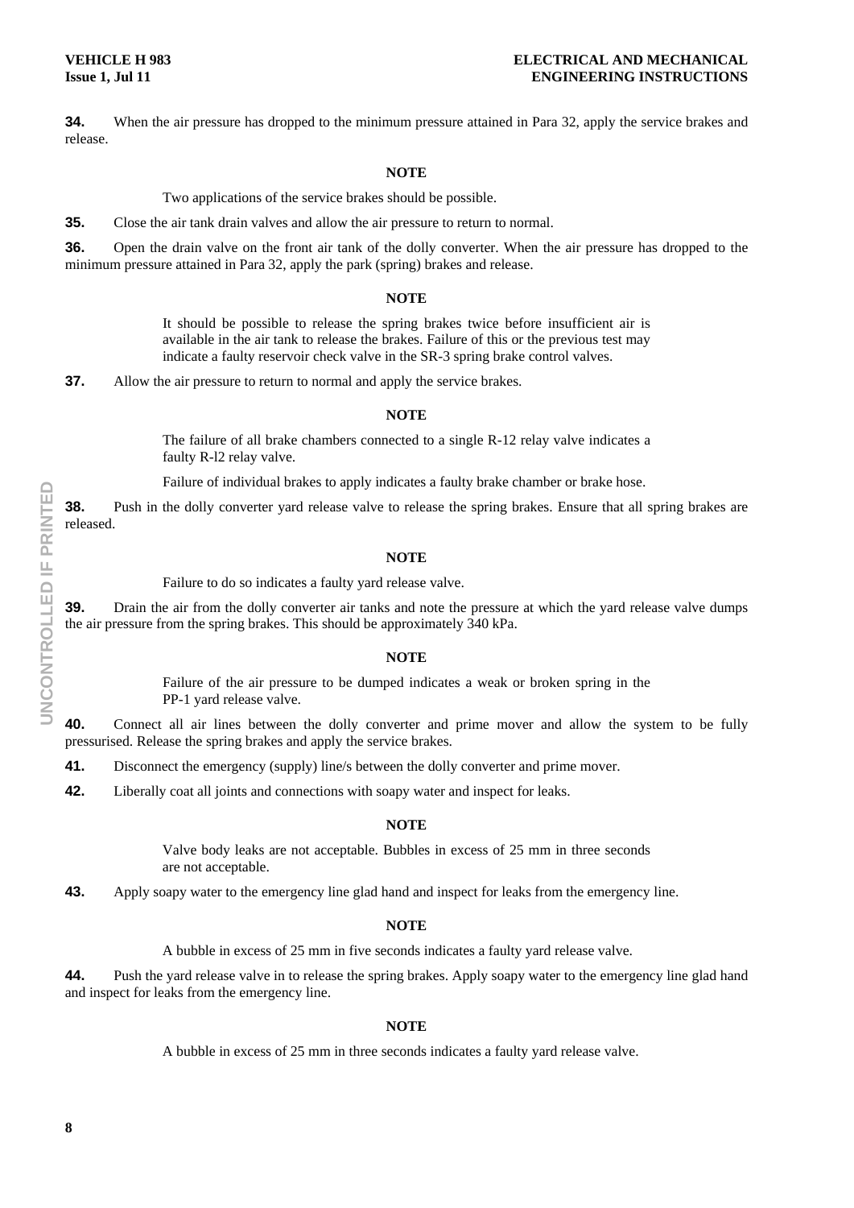**34.** When the air pressure has dropped to the minimum pressure attained in Para 32, apply the service brakes and release.

**NOTE**

Two applications of the service brakes should be possible.

**35.** Close the air tank drain valves and allow the air pressure to return to normal.

**36.** Open the drain valve on the front air tank of the dolly converter. When the air pressure has dropped to the minimum pressure attained in Para 32, apply the park (spring) brakes and release.

**NOTE**

It should be possible to release the spring brakes twice before insufficient air is available in the air tank to release the brakes. Failure of this or the previous test may indicate a faulty reservoir check valve in the SR-3 spring brake control valves.

**37.** Allow the air pressure to return to normal and apply the service brakes.

**NOTE**

The failure of all brake chambers connected to a single R-12 relay valve indicates a faulty R-l2 relay valve.

Failure of individual brakes to apply indicates a faulty brake chamber or brake hose.

**38.** Push in the dolly converter yard release valve to release the spring brakes. Ensure that all spring brakes are released.

**NOTE**

Failure to do so indicates a faulty yard release valve.

**39.** Drain the air from the dolly converter air tanks and note the pressure at which the yard release valve dumps the air pressure from the spring brakes. This should be approximately 340 kPa.

**NOTE**

Failure of the air pressure to be dumped indicates a weak or broken spring in the PP-1 yard release valve.

**40.** Connect all air lines between the dolly converter and prime mover and allow the system to be fully pressurised. Release the spring brakes and apply the service brakes.

**41.** Disconnect the emergency (supply) line/s between the dolly converter and prime mover.

**42.** Liberally coat all joints and connections with soapy water and inspect for leaks.

**NOTE**

Valve body leaks are not acceptable. Bubbles in excess of 25 mm in three seconds are not acceptable.

**43.** Apply soapy water to the emergency line glad hand and inspect for leaks from the emergency line.

**NOTE**

A bubble in excess of 25 mm in five seconds indicates a faulty yard release valve.

**44.** Push the yard release valve in to release the spring brakes. Apply soapy water to the emergency line glad hand and inspect for leaks from the emergency line.

**NOTE**

A bubble in excess of 25 mm in three seconds indicates a faulty yard release valve.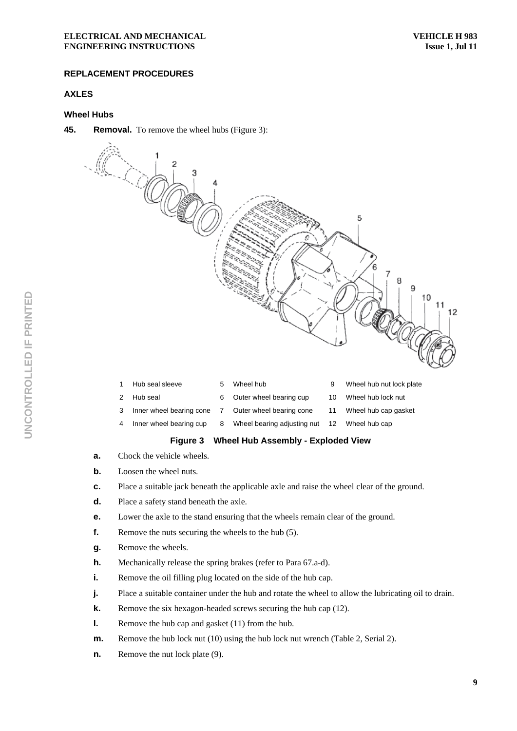## REPLACEMENT PROCEDURES

### AXLES

#### Wheel Hubs

**45. Removal.** To remove the wheel hubs (Figure 3):

| | | | | | |
|---|---|---|---|---|---|
| 1 | Hub seal sleeve | 5 | Wheel hub | 9 | Wheel hub nut lock plate |
| 2 | Hub seal | 6 | Outer wheel bearing cup | 10 | Wheel hub lock nut |
| 3 | Inner wheel bearing cone | 7 | Outer wheel bearing cone | 11 | Wheel hub cap gasket |
| 4 | Inner wheel bearing cup | 8 | Wheel bearing adjusting nut | 12 | Wheel hub cap |

**Figure 3 Wheel Hub Assembly - Exploded View**

**a.** Chock the vehicle wheels.

**b.** Loosen the wheel nuts.

**c.** Place a suitable jack beneath the applicable axle and raise the wheel clear of the ground.

**d.** Place a safety stand beneath the axle.

**e.** Lower the axle to the stand ensuring that the wheels remain clear of the ground.

**f.** Remove the nuts securing the wheels to the hub (5).

**g.** Remove the wheels.

**h.** Mechanically release the spring brakes (refer to Para 67.a-d).

**i.** Remove the oil filling plug located on the side of the hub cap.

**j.** Place a suitable container under the hub and rotate the wheel to allow the lubricating oil to drain.

**k.** Remove the six hexagon-headed screws securing the hub cap (12).

**l.** Remove the hub cap and gasket (11) from the hub.

**m.** Remove the hub lock nut (10) using the hub lock nut wrench (Table 2, Serial 2).

**n.** Remove the nut lock plate (9).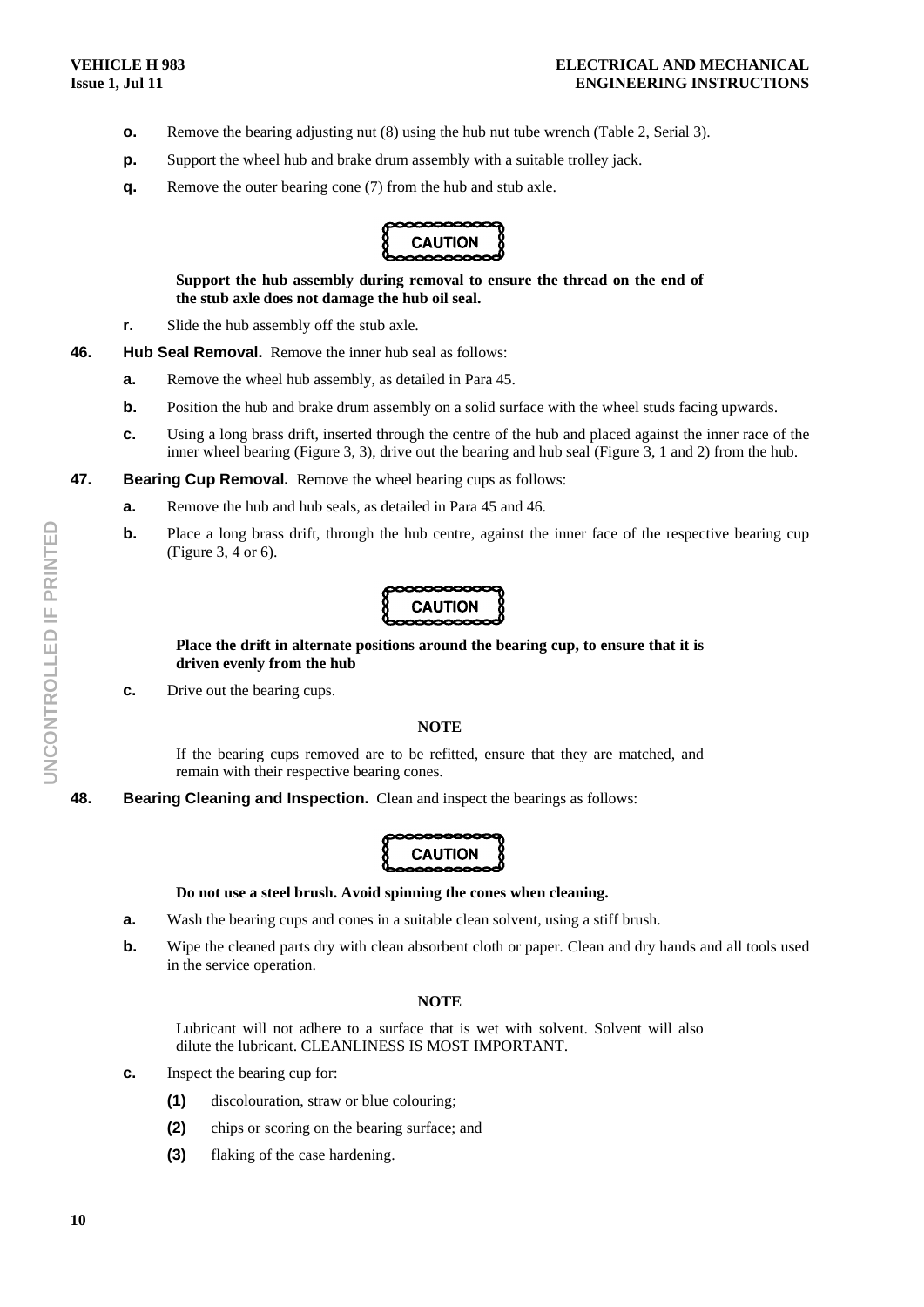**o.** Remove the bearing adjusting nut (8) using the hub nut tube wrench (Table 2, Serial 3).

**p.** Support the wheel hub and brake drum assembly with a suitable trolley jack.

**q.** Remove the outer bearing cone (7) from the hub and stub axle.

**CAUTION**

**Support the hub assembly during removal to ensure the thread on the end of the stub axle does not damage the hub oil seal.**

**r.** Slide the hub assembly off the stub axle.

**46. Hub Seal Removal.** Remove the inner hub seal as follows:

**a.** Remove the wheel hub assembly, as detailed in Para 45.

**b.** Position the hub and brake drum assembly on a solid surface with the wheel studs facing upwards.

**c.** Using a long brass drift, inserted through the centre of the hub and placed against the inner race of the inner wheel bearing (Figure 3, 3), drive out the bearing and hub seal (Figure 3, 1 and 2) from the hub.

**47. Bearing Cup Removal.** Remove the wheel bearing cups as follows:

**a.** Remove the hub and hub seals, as detailed in Para 45 and 46.

**b.** Place a long brass drift, through the hub centre, against the inner face of the respective bearing cup (Figure 3, 4 or 6).

**CAUTION**

**Place the drift in alternate positions around the bearing cup, to ensure that it is driven evenly from the hub**

**c.** Drive out the bearing cups.

**NOTE**

If the bearing cups removed are to be refitted, ensure that they are matched, and remain with their respective bearing cones.

**48. Bearing Cleaning and Inspection.** Clean and inspect the bearings as follows:

**CAUTION**

**Do not use a steel brush. Avoid spinning the cones when cleaning.**

**a.** Wash the bearing cups and cones in a suitable clean solvent, using a stiff brush.

**b.** Wipe the cleaned parts dry with clean absorbent cloth or paper. Clean and dry hands and all tools used in the service operation.

**NOTE**

Lubricant will not adhere to a surface that is wet with solvent. Solvent will also dilute the lubricant. CLEANLINESS IS MOST IMPORTANT.

**c.** Inspect the bearing cup for:

**(1)** discolouration, straw or blue colouring;

**(2)** chips or scoring on the bearing surface; and

**(3)** flaking of the case hardening.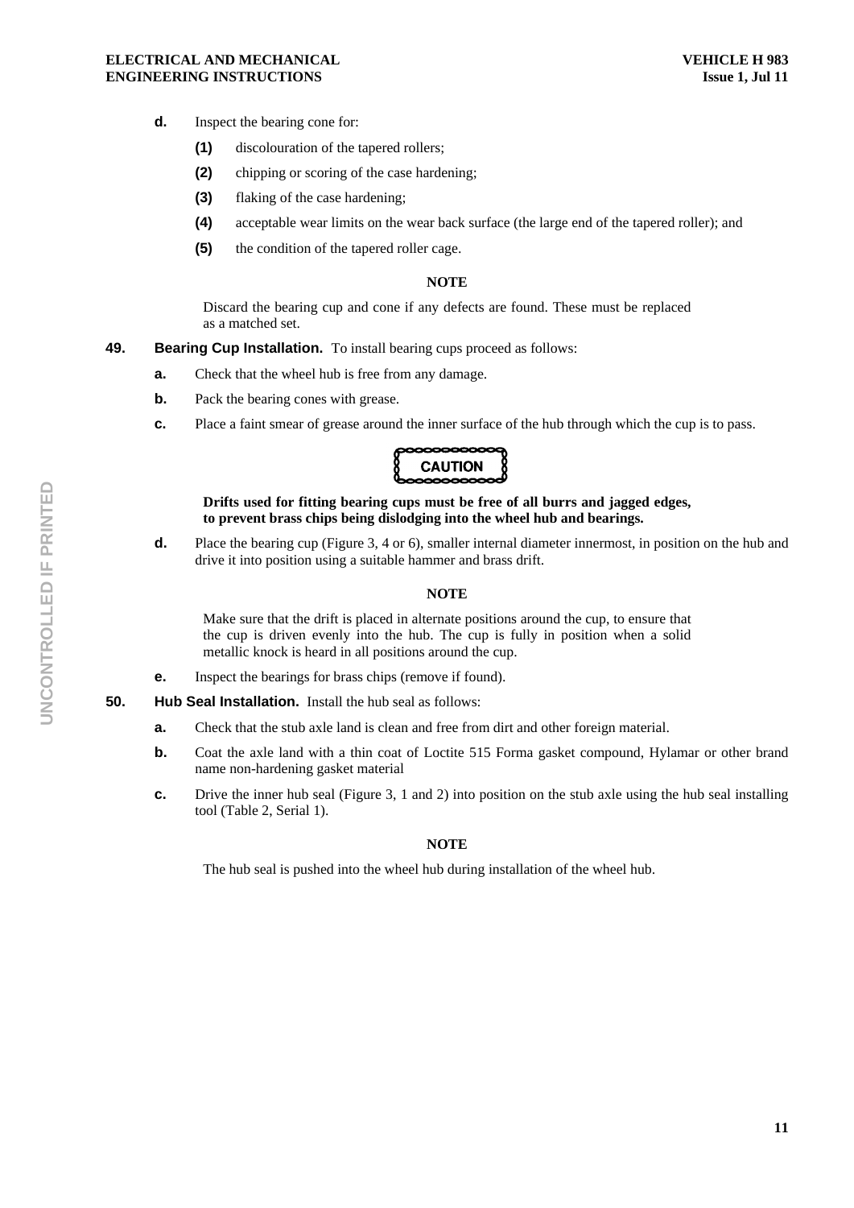**d.** Inspect the bearing cone for:

**(1)** discolouration of the tapered rollers;

**(2)** chipping or scoring of the case hardening;

**(3)** flaking of the case hardening;

**(4)** acceptable wear limits on the wear back surface (the large end of the tapered roller); and

**(5)** the condition of the tapered roller cage.

**NOTE**

Discard the bearing cup and cone if any defects are found. These must be replaced as a matched set.

**49. Bearing Cup Installation.** To install bearing cups proceed as follows:

**a.** Check that the wheel hub is free from any damage.

**b.** Pack the bearing cones with grease.

**c.** Place a faint smear of grease around the inner surface of the hub through which the cup is to pass.

**CAUTION**

**Drifts used for fitting bearing cups must be free of all burrs and jagged edges, to prevent brass chips being dislodging into the wheel hub and bearings.**

**d.** Place the bearing cup (Figure 3, 4 or 6), smaller internal diameter innermost, in position on the hub and drive it into position using a suitable hammer and brass drift.

**NOTE**

Make sure that the drift is placed in alternate positions around the cup, to ensure that the cup is driven evenly into the hub. The cup is fully in position when a solid metallic knock is heard in all positions around the cup.

**e.** Inspect the bearings for brass chips (remove if found).

**50. Hub Seal Installation.** Install the hub seal as follows:

**a.** Check that the stub axle land is clean and free from dirt and other foreign material.

**b.** Coat the axle land with a thin coat of Loctite 515 Forma gasket compound, Hylamar or other brand name non-hardening gasket material

**c.** Drive the inner hub seal (Figure 3, 1 and 2) into position on the stub axle using the hub seal installing tool (Table 2, Serial 1).

**NOTE**

The hub seal is pushed into the wheel hub during installation of the wheel hub.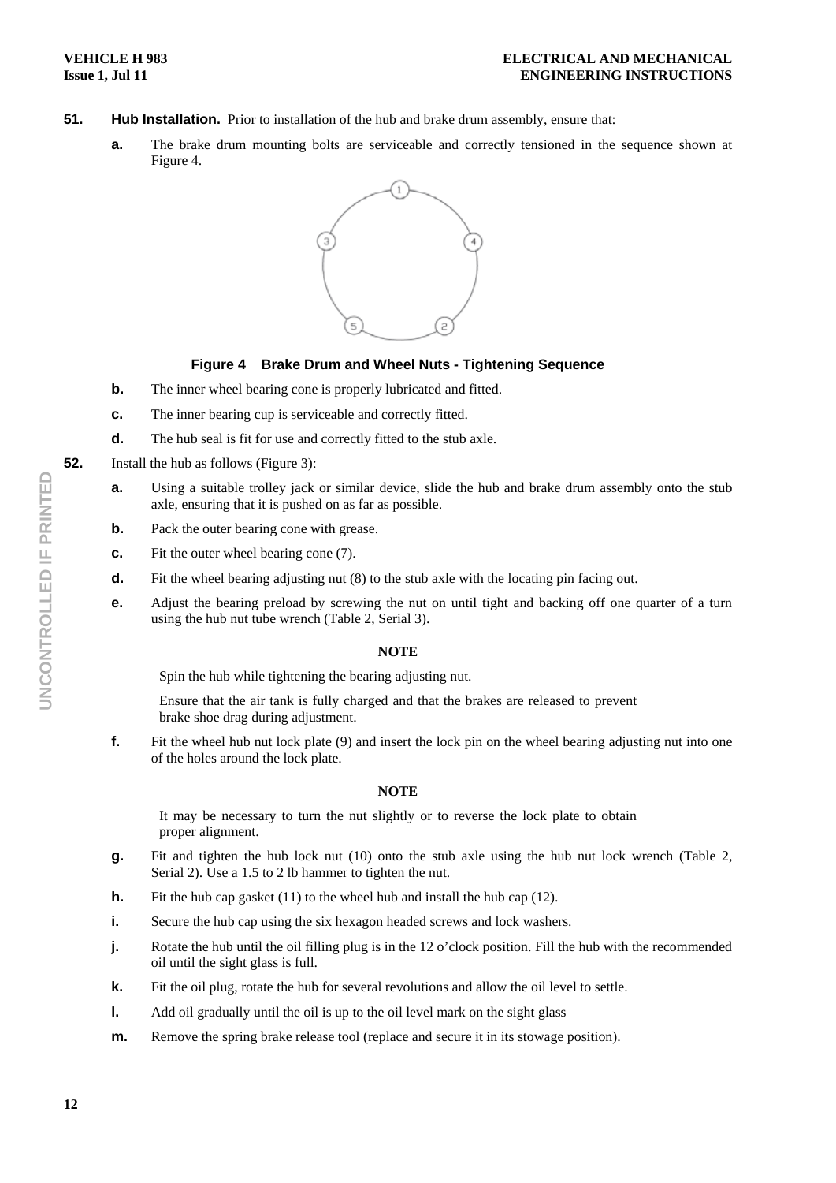**51. Hub Installation.** Prior to installation of the hub and brake drum assembly, ensure that:

**a.** The brake drum mounting bolts are serviceable and correctly tensioned in the sequence shown at Figure 4.

**Figure 4 Brake Drum and Wheel Nuts - Tightening Sequence**

**b.** The inner wheel bearing cone is properly lubricated and fitted.

**c.** The inner bearing cup is serviceable and correctly fitted.

**d.** The hub seal is fit for use and correctly fitted to the stub axle.

**52.** Install the hub as follows (Figure 3):

**a.** Using a suitable trolley jack or similar device, slide the hub and brake drum assembly onto the stub axle, ensuring that it is pushed on as far as possible.

**b.** Pack the outer bearing cone with grease.

**c.** Fit the outer wheel bearing cone (7).

**d.** Fit the wheel bearing adjusting nut (8) to the stub axle with the locating pin facing out.

**e.** Adjust the bearing preload by screwing the nut on until tight and backing off one quarter of a turn using the hub nut tube wrench (Table 2, Serial 3).

**NOTE**

Spin the hub while tightening the bearing adjusting nut.

Ensure that the air tank is fully charged and that the brakes are released to prevent brake shoe drag during adjustment.

**f.** Fit the wheel hub nut lock plate (9) and insert the lock pin on the wheel bearing adjusting nut into one of the holes around the lock plate.

**NOTE**

It may be necessary to turn the nut slightly or to reverse the lock plate to obtain proper alignment.

**g.** Fit and tighten the hub lock nut (10) onto the stub axle using the hub nut lock wrench (Table 2, Serial 2). Use a 1.5 to 2 lb hammer to tighten the nut.

**h.** Fit the hub cap gasket (11) to the wheel hub and install the hub cap (12).

**i.** Secure the hub cap using the six hexagon headed screws and lock washers.

**j.** Rotate the hub until the oil filling plug is in the 12 o'clock position. Fill the hub with the recommended oil until the sight glass is full.

**k.** Fit the oil plug, rotate the hub for several revolutions and allow the oil level to settle.

**l.** Add oil gradually until the oil is up to the oil level mark on the sight glass

**m.** Remove the spring brake release tool (replace and secure it in its stowage position).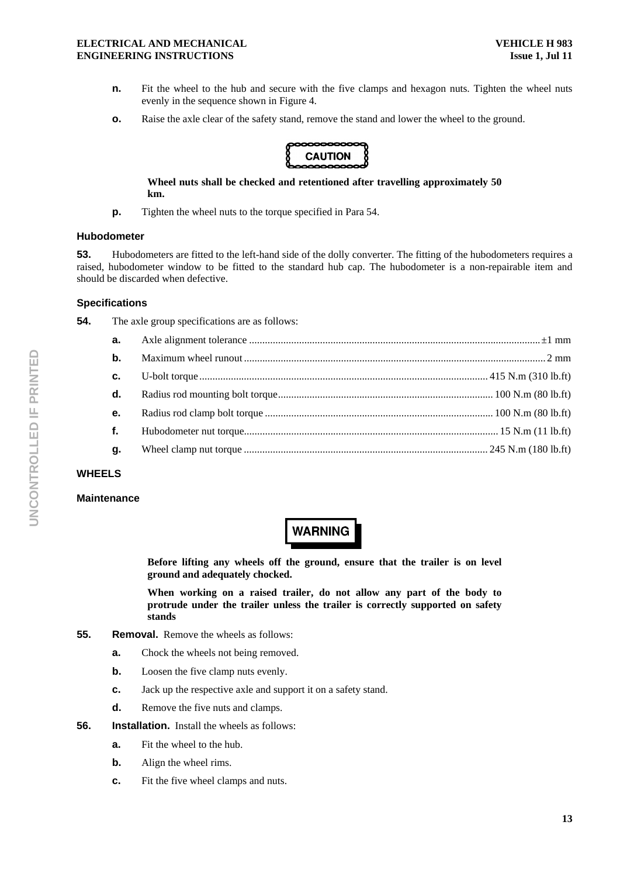**n.** Fit the wheel to the hub and secure with the five clamps and hexagon nuts. Tighten the wheel nuts evenly in the sequence shown in Figure 4.

**o.** Raise the axle clear of the safety stand, remove the stand and lower the wheel to the ground.

**CAUTION**

**Wheel nuts shall be checked and retentioned after travelling approximately 50 km.**

**p.** Tighten the wheel nuts to the torque specified in Para 54.

### Hubodometer

**53.** Hubodometers are fitted to the left-hand side of the dolly converter. The fitting of the hubodometers requires a raised, hubodometer window to be fitted to the standard hub cap. The hubodometer is a non-repairable item and should be discarded when defective.

### Specifications

**54.** The axle group specifications are as follows:

**a.** Axle alignment tolerance .......... ±1 mm

**b.** Maximum wheel runout .......... 2 mm

**c.** U-bolt torque .......... 415 N.m (310 lb.ft)

**d.** Radius rod mounting bolt torque .......... 100 N.m (80 lb.ft)

**e.** Radius rod clamp bolt torque .......... 100 N.m (80 lb.ft)

**f.** Hubodometer nut torque .......... 15 N.m (11 lb.ft)

**g.** Wheel clamp nut torque .......... 245 N.m (180 lb.ft)

## WHEELS

### Maintenance

**WARNING**

**Before lifting any wheels off the ground, ensure that the trailer is on level ground and adequately chocked.**

**When working on a raised trailer, do not allow any part of the body to protrude under the trailer unless the trailer is correctly supported on safety stands**

**55. Removal.** Remove the wheels as follows:

**a.** Chock the wheels not being removed.

**b.** Loosen the five clamp nuts evenly.

**c.** Jack up the respective axle and support it on a safety stand.

**d.** Remove the five nuts and clamps.

**56. Installation.** Install the wheels as follows:

**a.** Fit the wheel to the hub.

**b.** Align the wheel rims.

**c.** Fit the five wheel clamps and nuts.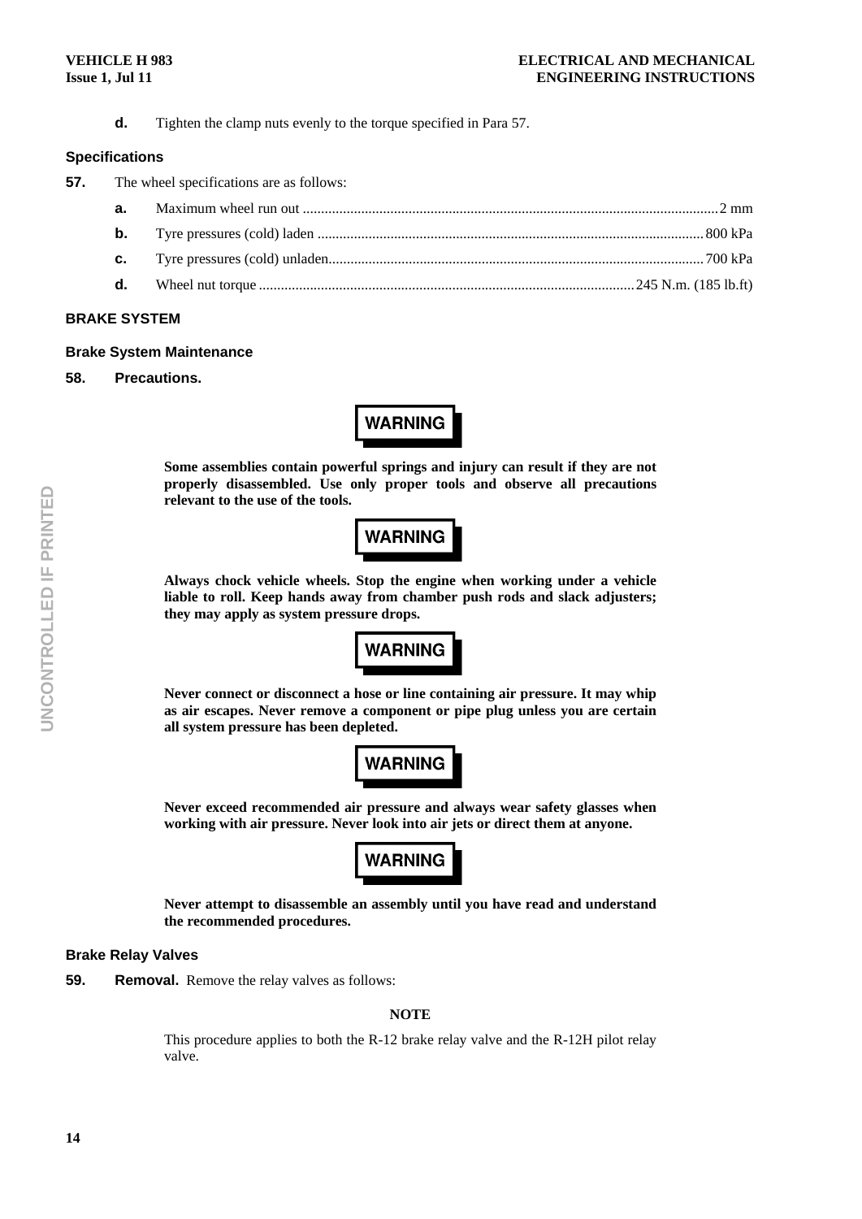**d.** Tighten the clamp nuts evenly to the torque specified in Para 57.

### Specifications

**57.** The wheel specifications are as follows:

**a.** Maximum wheel run out ........................................ 2 mm

**b.** Tyre pressures (cold) laden ........................................ 800 kPa

**c.** Tyre pressures (cold) unladen........................................ 700 kPa

**d.** Wheel nut torque ........................................ 245 N.m. (185 lb.ft)

## BRAKE SYSTEM

### Brake System Maintenance

**58. Precautions.**

**WARNING**

**Some assemblies contain powerful springs and injury can result if they are not properly disassembled. Use only proper tools and observe all precautions relevant to the use of the tools.**

**WARNING**

**Always chock vehicle wheels. Stop the engine when working under a vehicle liable to roll. Keep hands away from chamber push rods and slack adjusters; they may apply as system pressure drops.**

**WARNING**

**Never connect or disconnect a hose or line containing air pressure. It may whip as air escapes. Never remove a component or pipe plug unless you are certain all system pressure has been depleted.**

**WARNING**

**Never exceed recommended air pressure and always wear safety glasses when working with air pressure. Never look into air jets or direct them at anyone.**

**WARNING**

**Never attempt to disassemble an assembly until you have read and understand the recommended procedures.**

### Brake Relay Valves

**59. Removal.** Remove the relay valves as follows:

**NOTE**

This procedure applies to both the R-12 brake relay valve and the R-12H pilot relay valve.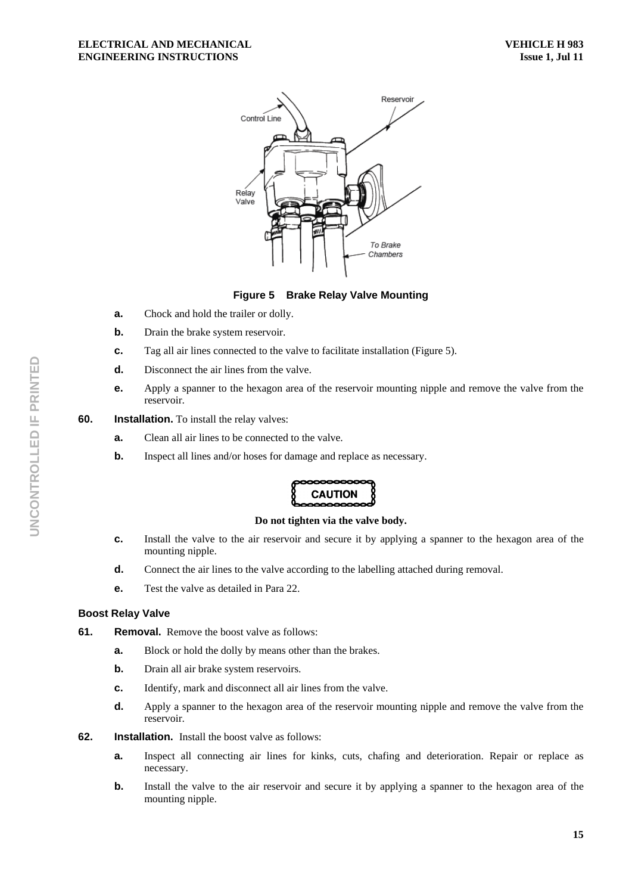Figure 5 Brake Relay Valve Mounting

**a.** Chock and hold the trailer or dolly.

**b.** Drain the brake system reservoir.

**c.** Tag all air lines connected to the valve to facilitate installation (Figure 5).

**d.** Disconnect the air lines from the valve.

**e.** Apply a spanner to the hexagon area of the reservoir mounting nipple and remove the valve from the reservoir.

**60.** **Installation.** To install the relay valves:

**a.** Clean all air lines to be connected to the valve.

**b.** Inspect all lines and/or hoses for damage and replace as necessary.

**CAUTION**

**Do not tighten via the valve body.**

**c.** Install the valve to the air reservoir and secure it by applying a spanner to the hexagon area of the mounting nipple.

**d.** Connect the air lines to the valve according to the labelling attached during removal.

**e.** Test the valve as detailed in Para 22.

### Boost Relay Valve

**61.** **Removal.** Remove the boost valve as follows:

**a.** Block or hold the dolly by means other than the brakes.

**b.** Drain all air brake system reservoirs.

**c.** Identify, mark and disconnect all air lines from the valve.

**d.** Apply a spanner to the hexagon area of the reservoir mounting nipple and remove the valve from the reservoir.

**62.** **Installation.** Install the boost valve as follows:

**a.** Inspect all connecting air lines for kinks, cuts, chafing and deterioration. Repair or replace as necessary.

**b.** Install the valve to the air reservoir and secure it by applying a spanner to the hexagon area of the mounting nipple.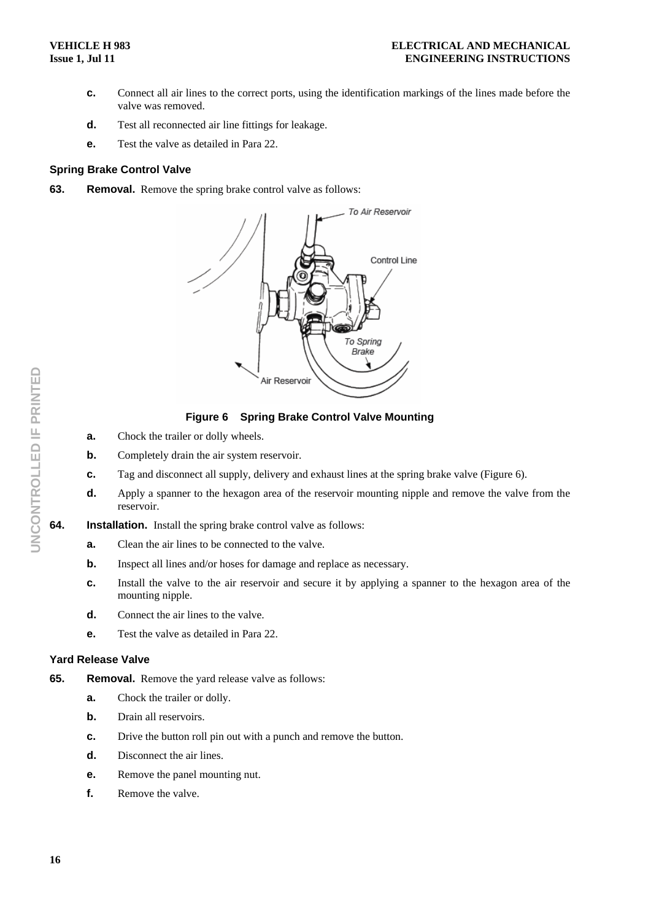c. Connect all air lines to the correct ports, using the identification markings of the lines made before the valve was removed.

d. Test all reconnected air line fittings for leakage.

e. Test the valve as detailed in Para 22.

### Spring Brake Control Valve

**63. Removal.** Remove the spring brake control valve as follows:

**Figure 6 Spring Brake Control Valve Mounting**

a. Chock the trailer or dolly wheels.

b. Completely drain the air system reservoir.

c. Tag and disconnect all supply, delivery and exhaust lines at the spring brake valve (Figure 6).

d. Apply a spanner to the hexagon area of the reservoir mounting nipple and remove the valve from the reservoir.

**64. Installation.** Install the spring brake control valve as follows:

a. Clean the air lines to be connected to the valve.

b. Inspect all lines and/or hoses for damage and replace as necessary.

c. Install the valve to the air reservoir and secure it by applying a spanner to the hexagon area of the mounting nipple.

d. Connect the air lines to the valve.

e. Test the valve as detailed in Para 22.

### Yard Release Valve

**65. Removal.** Remove the yard release valve as follows:

a. Chock the trailer or dolly.

b. Drain all reservoirs.

c. Drive the button roll pin out with a punch and remove the button.

d. Disconnect the air lines.

e. Remove the panel mounting nut.

f. Remove the valve.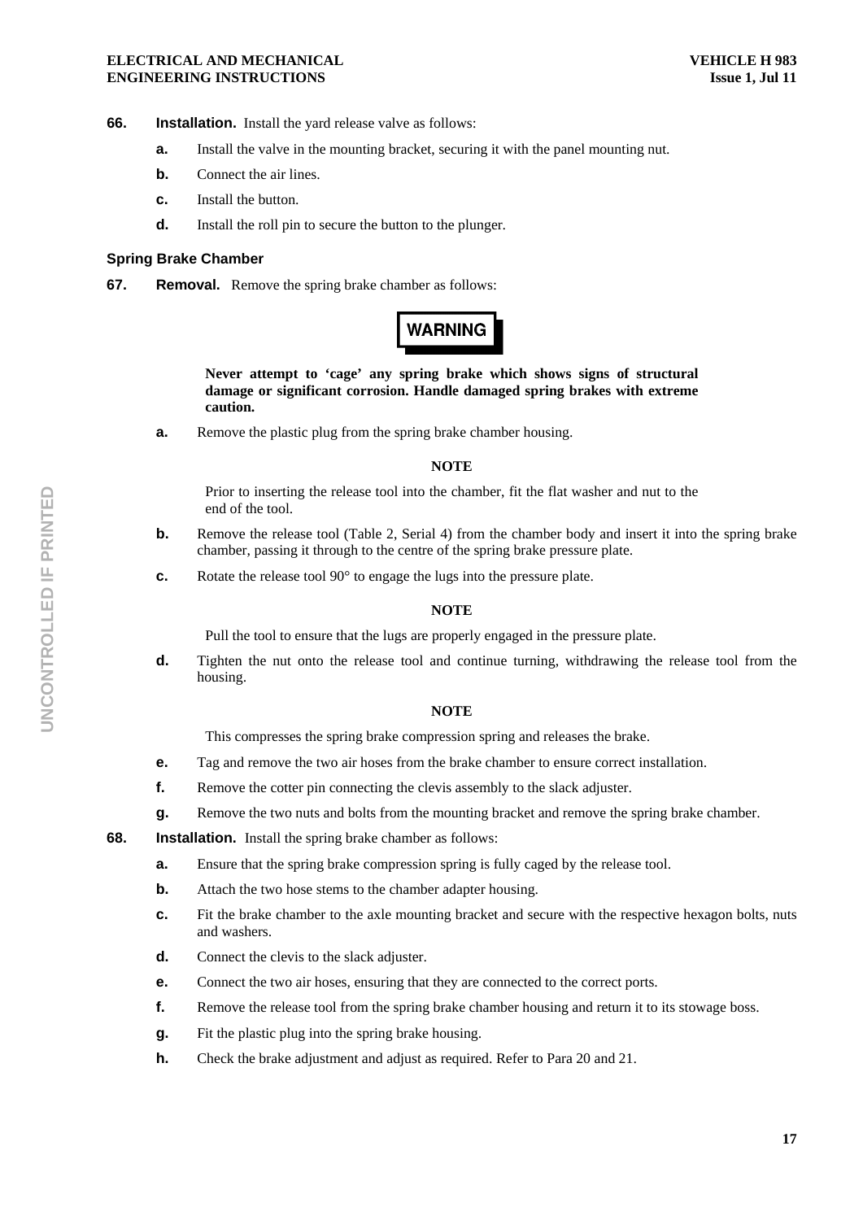**66. Installation.** Install the yard release valve as follows:

- **a.** Install the valve in the mounting bracket, securing it with the panel mounting nut.
- **b.** Connect the air lines.
- **c.** Install the button.
- **d.** Install the roll pin to secure the button to the plunger.

### Spring Brake Chamber

**67. Removal.** Remove the spring brake chamber as follows:

**WARNING**

**Never attempt to 'cage' any spring brake which shows signs of structural damage or significant corrosion. Handle damaged spring brakes with extreme caution.**

- **a.** Remove the plastic plug from the spring brake chamber housing.

**NOTE**

Prior to inserting the release tool into the chamber, fit the flat washer and nut to the end of the tool.

- **b.** Remove the release tool (Table 2, Serial 4) from the chamber body and insert it into the spring brake chamber, passing it through to the centre of the spring brake pressure plate.
- **c.** Rotate the release tool 90° to engage the lugs into the pressure plate.

**NOTE**

Pull the tool to ensure that the lugs are properly engaged in the pressure plate.

- **d.** Tighten the nut onto the release tool and continue turning, withdrawing the release tool from the housing.

**NOTE**

This compresses the spring brake compression spring and releases the brake.

- **e.** Tag and remove the two air hoses from the brake chamber to ensure correct installation.
- **f.** Remove the cotter pin connecting the clevis assembly to the slack adjuster.
- **g.** Remove the two nuts and bolts from the mounting bracket and remove the spring brake chamber.

**68. Installation.** Install the spring brake chamber as follows:

- **a.** Ensure that the spring brake compression spring is fully caged by the release tool.
- **b.** Attach the two hose stems to the chamber adapter housing.
- **c.** Fit the brake chamber to the axle mounting bracket and secure with the respective hexagon bolts, nuts and washers.
- **d.** Connect the clevis to the slack adjuster.
- **e.** Connect the two air hoses, ensuring that they are connected to the correct ports.
- **f.** Remove the release tool from the spring brake chamber housing and return it to its stowage boss.
- **g.** Fit the plastic plug into the spring brake housing.
- **h.** Check the brake adjustment and adjust as required. Refer to Para 20 and 21.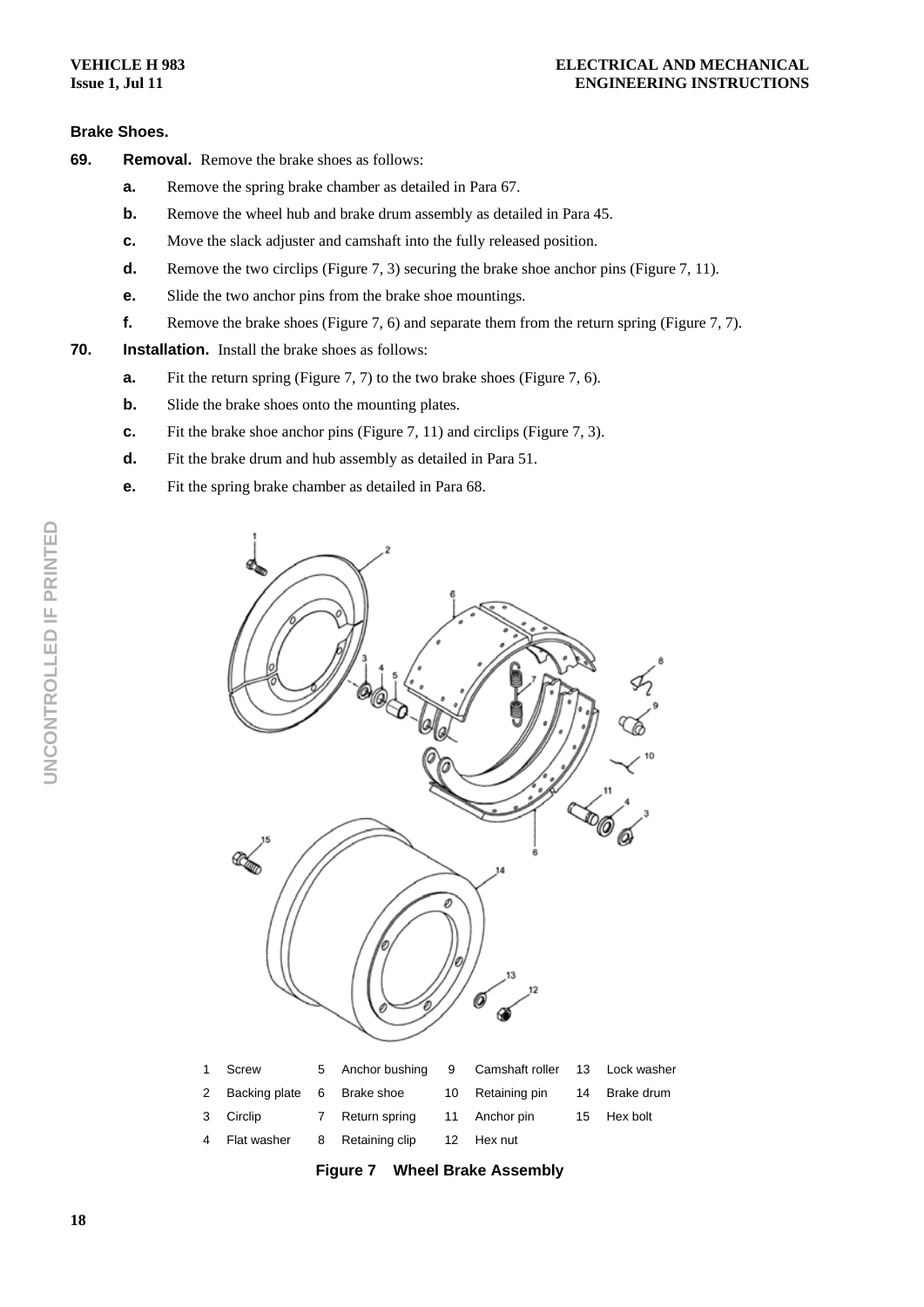### Brake Shoes.

**69. Removal.** Remove the brake shoes as follows:

- **a.** Remove the spring brake chamber as detailed in Para 67.
- **b.** Remove the wheel hub and brake drum assembly as detailed in Para 45.
- **c.** Move the slack adjuster and camshaft into the fully released position.
- **d.** Remove the two circlips (Figure 7, 3) securing the brake shoe anchor pins (Figure 7, 11).
- **e.** Slide the two anchor pins from the brake shoe mountings.
- **f.** Remove the brake shoes (Figure 7, 6) and separate them from the return spring (Figure 7, 7).

**70. Installation.** Install the brake shoes as follows:

- **a.** Fit the return spring (Figure 7, 7) to the two brake shoes (Figure 7, 6).
- **b.** Slide the brake shoes onto the mounting plates.
- **c.** Fit the brake shoe anchor pins (Figure 7, 11) and circlips (Figure 7, 3).
- **d.** Fit the brake drum and hub assembly as detailed in Para 51.
- **e.** Fit the spring brake chamber as detailed in Para 68.

| | | | | | | | |
|---|---|---|---|---|---|---|---|
| 1 | Screw | 5 | Anchor bushing | 9 | Camshaft roller | 13 | Lock washer |
| 2 | Backing plate | 6 | Brake shoe | 10 | Retaining pin | 14 | Brake drum |
| 3 | Circlip | 7 | Return spring | 11 | Anchor pin | 15 | Hex bolt |
| 4 | Flat washer | 8 | Retaining clip | 12 | Hex nut | | |

**Figure 7 Wheel Brake Assembly**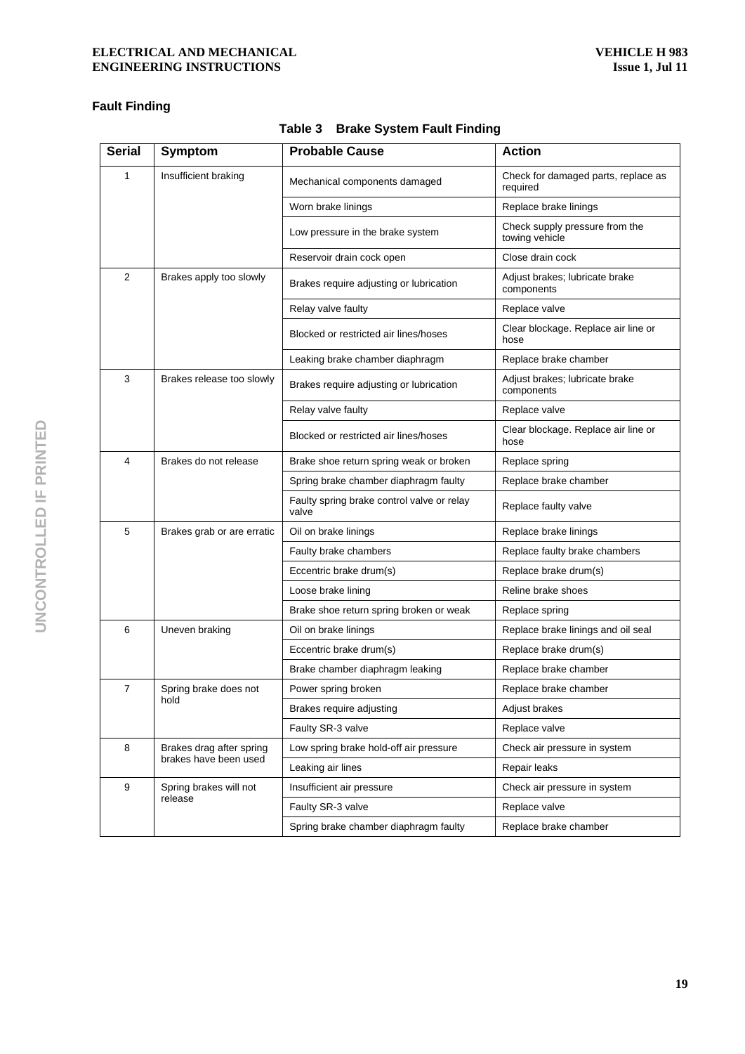## Fault Finding

**Table 3 Brake System Fault Finding**

| Serial | Symptom | Probable Cause | Action |
|---|---|---|---|
| 1 | Insufficient braking | Mechanical components damaged | Check for damaged parts, replace as required |
| | | Worn brake linings | Replace brake linings |
| | | Low pressure in the brake system | Check supply pressure from the towing vehicle |
| | | Reservoir drain cock open | Close drain cock |
| 2 | Brakes apply too slowly | Brakes require adjusting or lubrication | Adjust brakes; lubricate brake components |
| | | Relay valve faulty | Replace valve |
| | | Blocked or restricted air lines/hoses | Clear blockage. Replace air line or hose |
| | | Leaking brake chamber diaphragm | Replace brake chamber |
| 3 | Brakes release too slowly | Brakes require adjusting or lubrication | Adjust brakes; lubricate brake components |
| | | Relay valve faulty | Replace valve |
| | | Blocked or restricted air lines/hoses | Clear blockage. Replace air line or hose |
| 4 | Brakes do not release | Brake shoe return spring weak or broken | Replace spring |
| | | Spring brake chamber diaphragm faulty | Replace brake chamber |
| | | Faulty spring brake control valve or relay valve | Replace faulty valve |
| 5 | Brakes grab or are erratic | Oil on brake linings | Replace brake linings |
| | | Faulty brake chambers | Replace faulty brake chambers |
| | | Eccentric brake drum(s) | Replace brake drum(s) |
| | | Loose brake lining | Reline brake shoes |
| | | Brake shoe return spring broken or weak | Replace spring |
| 6 | Uneven braking | Oil on brake linings | Replace brake linings and oil seal |
| | | Eccentric brake drum(s) | Replace brake drum(s) |
| | | Brake chamber diaphragm leaking | Replace brake chamber |
| 7 | Spring brake does not hold | Power spring broken | Replace brake chamber |
| | | Brakes require adjusting | Adjust brakes |
| | | Faulty SR-3 valve | Replace valve |
| 8 | Brakes drag after spring brakes have been used | Low spring brake hold-off air pressure | Check air pressure in system |
| | | Leaking air lines | Repair leaks |
| 9 | Spring brakes will not release | Insufficient air pressure | Check air pressure in system |
| | | Faulty SR-3 valve | Replace valve |
| | | Spring brake chamber diaphragm faulty | Replace brake chamber |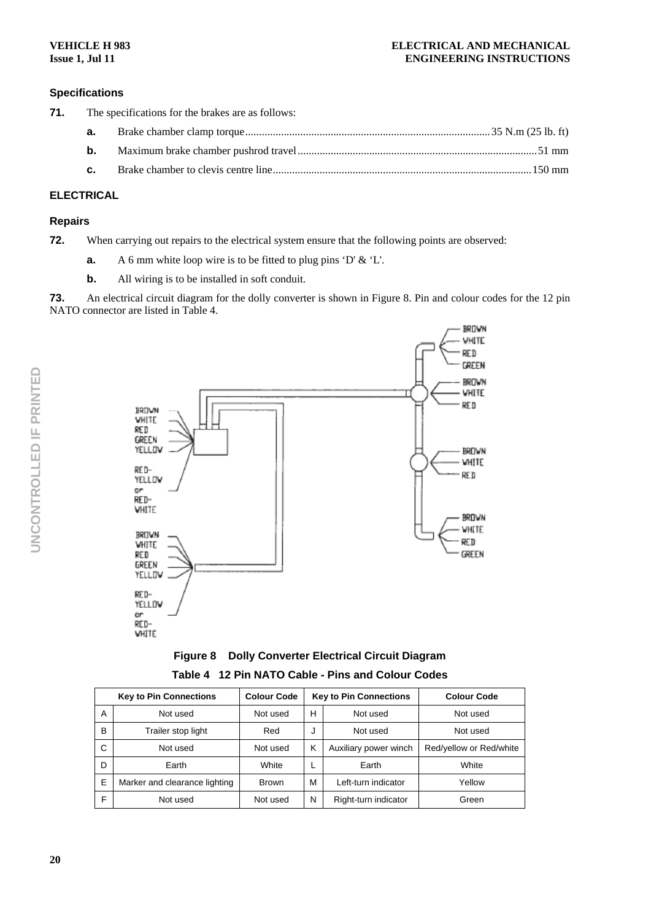### Specifications

**71.** The specifications for the brakes are as follows:

**a.** Brake chamber clamp torque........................................................................................35 N.m (25 lb. ft)

**b.** Maximum brake chamber pushrod travel......................................................................................51 mm

**c.** Brake chamber to clevis centre line............................................................................................150 mm

## ELECTRICAL

### Repairs

**72.** When carrying out repairs to the electrical system ensure that the following points are observed:

**a.** A 6 mm white loop wire is to be fitted to plug pins 'D' & 'L'.

**b.** All wiring is to be installed in soft conduit.

**73.** An electrical circuit diagram for the dolly converter is shown in Figure 8. Pin and colour codes for the 12 pin NATO connector are listed in Table 4.

BROWN
WHITE
RED
GREEN
YELLOW
RED-YELLOW or RED-WHITE

BROWN
WHITE
RED
GREEN
YELLOW
RED-YELLOW or RED-WHITE

BROWN
WHITE
RED
GREEN

BROWN
WHITE
RED

BROWN
WHITE
RED

BROWN
WHITE
RED
GREEN

**Figure 8 Dolly Converter Electrical Circuit Diagram**

**Table 4 12 Pin NATO Cable - Pins and Colour Codes**

| Key to Pin Connections | | Colour Code | Key to Pin Connections | | Colour Code |
|---|---|---|---|---|---|
| A | Not used | Not used | H | Not used | Not used |
| B | Trailer stop light | Red | J | Not used | Not used |
| C | Not used | Not used | K | Auxiliary power winch | Red/yellow or Red/white |
| D | Earth | White | L | Earth | White |
| E | Marker and clearance lighting | Brown | M | Left-turn indicator | Yellow |
| F | Not used | Not used | N | Right-turn indicator | Green |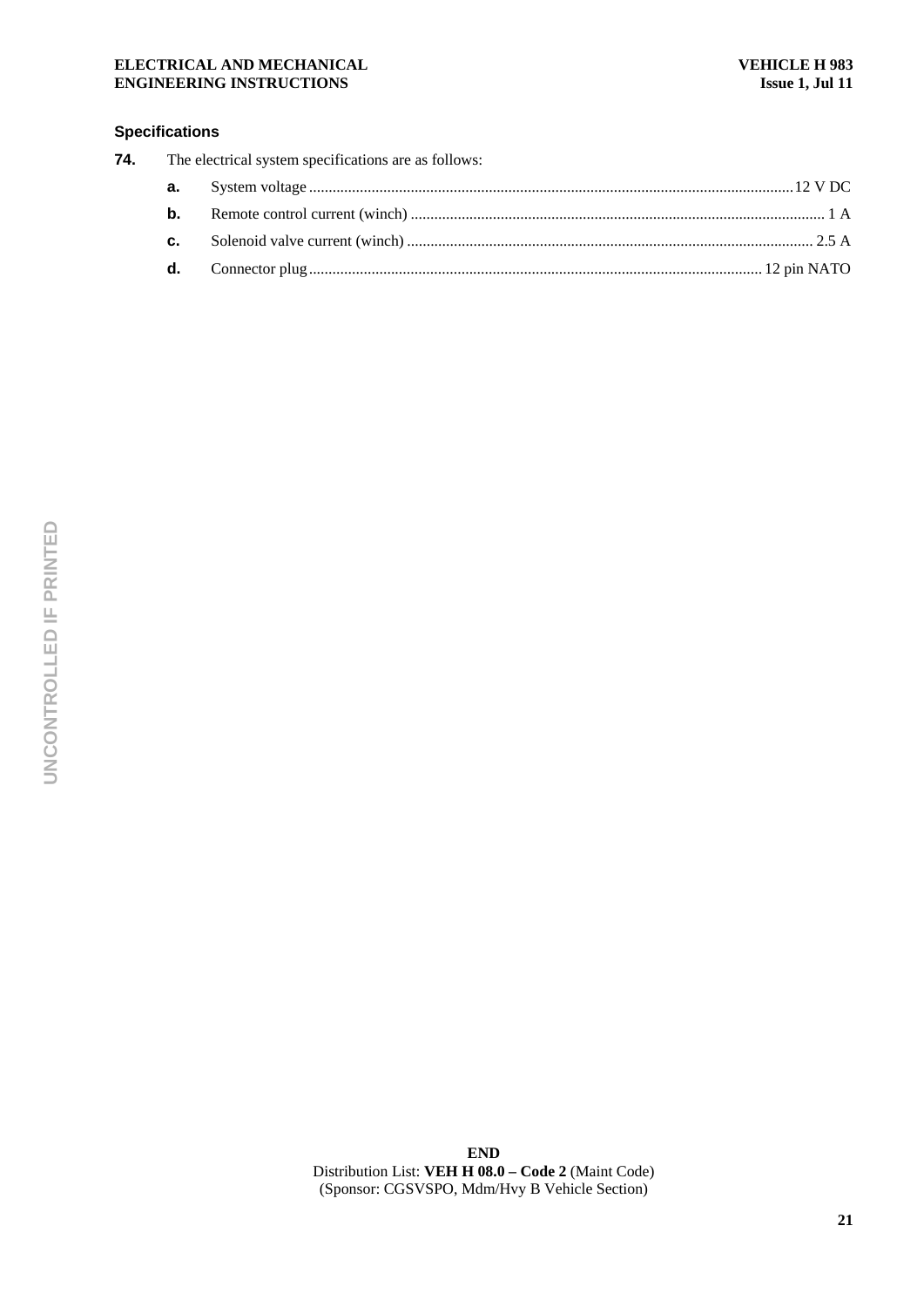### Specifications

**74.** The electrical system specifications are as follows:

**a.** System voltage .......... 12 V DC

**b.** Remote control current (winch) .......... 1 A

**c.** Solenoid valve current (winch) .......... 2.5 A

**d.** Connector plug .......... 12 pin NATO

UNCONTROLLED IF PRINTED

**END**

Distribution List: **VEH H 08.0 – Code 2** (Maint Code)
(Sponsor: CGSVSPO, Mdm/Hvy B Vehicle Section)